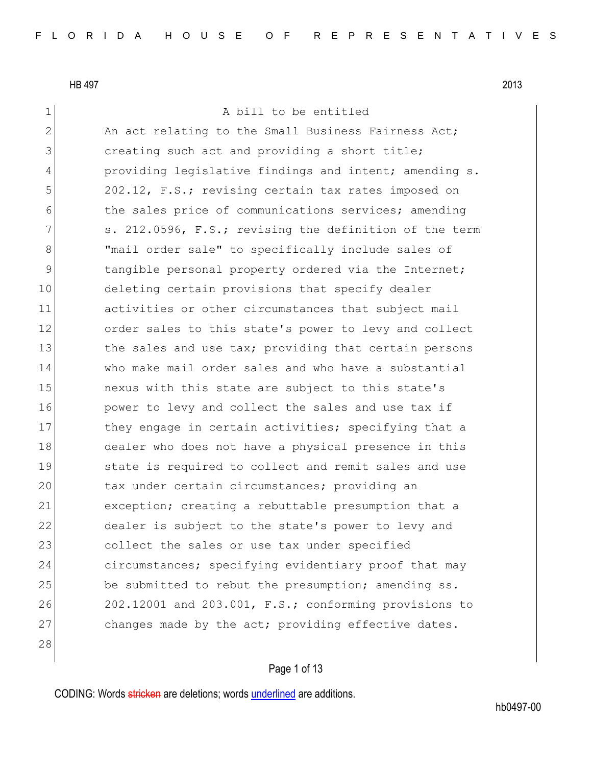HB 497 2013

A bill to be entitled

An act relating to the Small Business Fairness Act; creating such act and providing a short title; providing legislative findings and intent; amending s. 202.12, F.S.; revising certain tax rates imposed on the sales price of communications services; amending s. 212.0596, F.S.; revising the definition of the term "mail order sale" to specifically include sales of tangible personal property ordered via the Internet; deleting certain provisions that specify dealer activities or other circumstances that subject mail order sales to this state's power to levy and collect the sales and use tax; providing that certain persons who make mail order sales and who have a substantial nexus with this state are subject to this state's power to levy and collect the sales and use tax if they engage in certain activities; specifying that a dealer who does not have a physical presence in this state is required to collect and remit sales and use tax under certain circumstances; providing an exception; creating a rebuttable presumption that a dealer is subject to the state's power to levy and collect the sales or use tax under specified circumstances; specifying evidentiary proof that may be submitted to rebut the presumption; amending ss. 202.12001 and 203.001, F.S.; conforming provisions to changes made by the act; providing effective dates.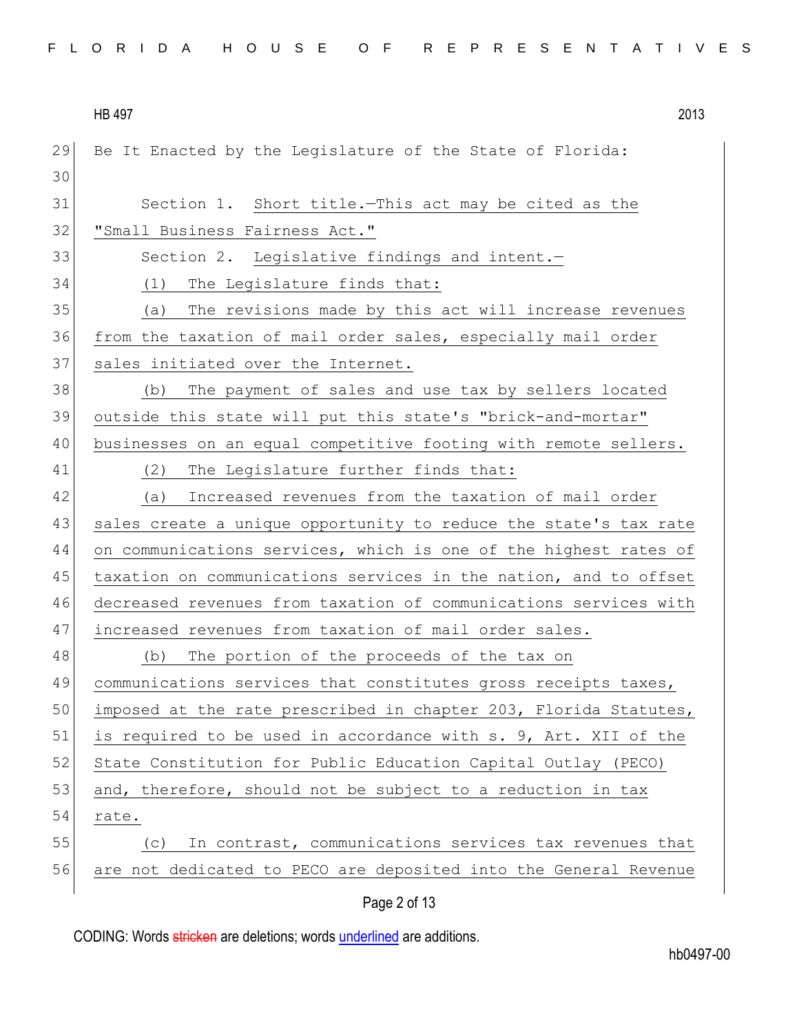Be It Enacted by the Legislature of the State of Florida:

Section 1. Short title.—This act may be cited as the "Small Business Fairness Act."

Section 2. Legislative findings and intent.—

(1) The Legislature finds that:

(a) The revisions made by this act will increase revenues from the taxation of mail order sales, especially mail order sales initiated over the Internet.

(b) The payment of sales and use tax by sellers located outside this state will put this state's "brick-and-mortar" businesses on an equal competitive footing with remote sellers.

(2) The Legislature further finds that:

(a) Increased revenues from the taxation of mail order sales create a unique opportunity to reduce the state's tax rate on communications services, which is one of the highest rates of taxation on communications services in the nation, and to offset decreased revenues from taxation of communications services with increased revenues from taxation of mail order sales.

(b) The portion of the proceeds of the tax on communications services that constitutes gross receipts taxes, imposed at the rate prescribed in chapter 203, Florida Statutes, is required to be used in accordance with s. 9, Art. XII of the State Constitution for Public Education Capital Outlay (PECO) and, therefore, should not be subject to a reduction in tax rate.

(c) In contrast, communications services tax revenues that are not dedicated to PECO are deposited into the General Revenue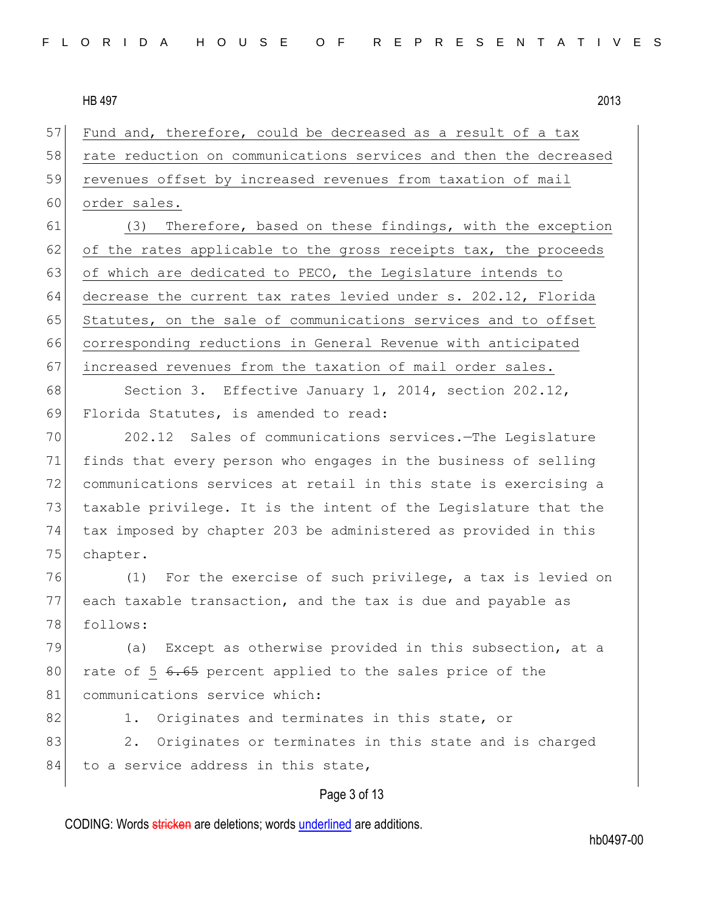Fund and, therefore, could be decreased as a result of a tax rate reduction on communications services and then the decreased revenues offset by increased revenues from taxation of mail order sales.

(3) Therefore, based on these findings, with the exception of the rates applicable to the gross receipts tax, the proceeds of which are dedicated to PECO, the Legislature intends to decrease the current tax rates levied under s. 202.12, Florida Statutes, on the sale of communications services and to offset corresponding reductions in General Revenue with anticipated increased revenues from the taxation of mail order sales.

Section 3. Effective January 1, 2014, section 202.12, Florida Statutes, is amended to read:

202.12 Sales of communications services.—The Legislature finds that every person who engages in the business of selling communications services at retail in this state is exercising a taxable privilege. It is the intent of the Legislature that the tax imposed by chapter 203 be administered as provided in this chapter.

(1) For the exercise of such privilege, a tax is levied on each taxable transaction, and the tax is due and payable as follows:

(a) Except as otherwise provided in this subsection, at a rate of 5 ~~6.65~~ percent applied to the sales price of the communications service which:

1. Originates and terminates in this state, or

2. Originates or terminates in this state and is charged to a service address in this state,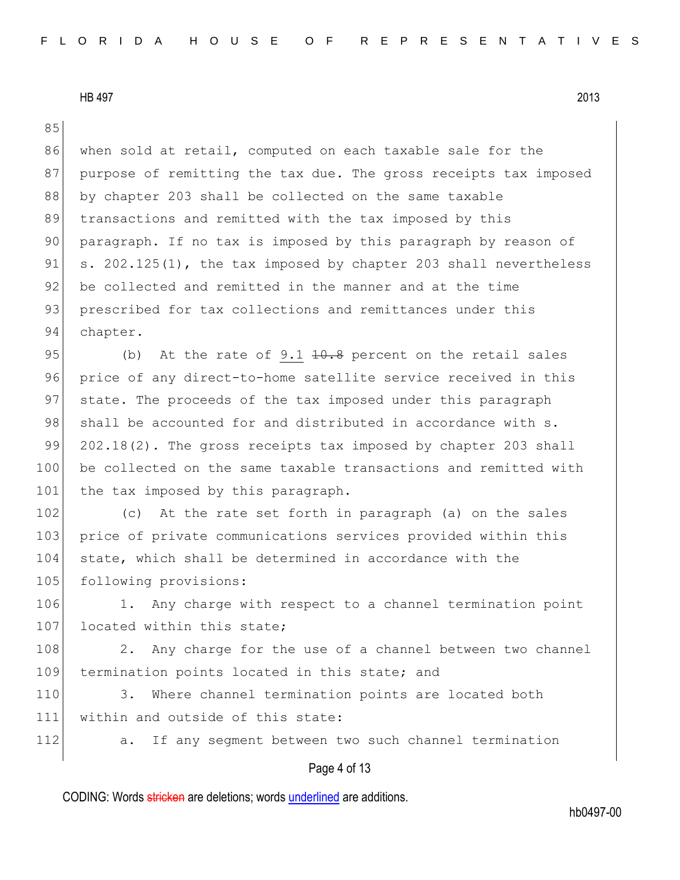when sold at retail, computed on each taxable sale for the purpose of remitting the tax due. The gross receipts tax imposed by chapter 203 shall be collected on the same taxable transactions and remitted with the tax imposed by this paragraph. If no tax is imposed by this paragraph by reason of s. 202.125(1), the tax imposed by chapter 203 shall nevertheless be collected and remitted in the manner and at the time prescribed for tax collections and remittances under this chapter.

(b) At the rate of 9.1 ~~10.8~~ percent on the retail sales price of any direct-to-home satellite service received in this state. The proceeds of the tax imposed under this paragraph shall be accounted for and distributed in accordance with s. 202.18(2). The gross receipts tax imposed by chapter 203 shall be collected on the same taxable transactions and remitted with the tax imposed by this paragraph.

(c) At the rate set forth in paragraph (a) on the sales price of private communications services provided within this state, which shall be determined in accordance with the following provisions:

1. Any charge with respect to a channel termination point located within this state;

2. Any charge for the use of a channel between two channel termination points located in this state; and

3. Where channel termination points are located both within and outside of this state:

a. If any segment between two such channel termination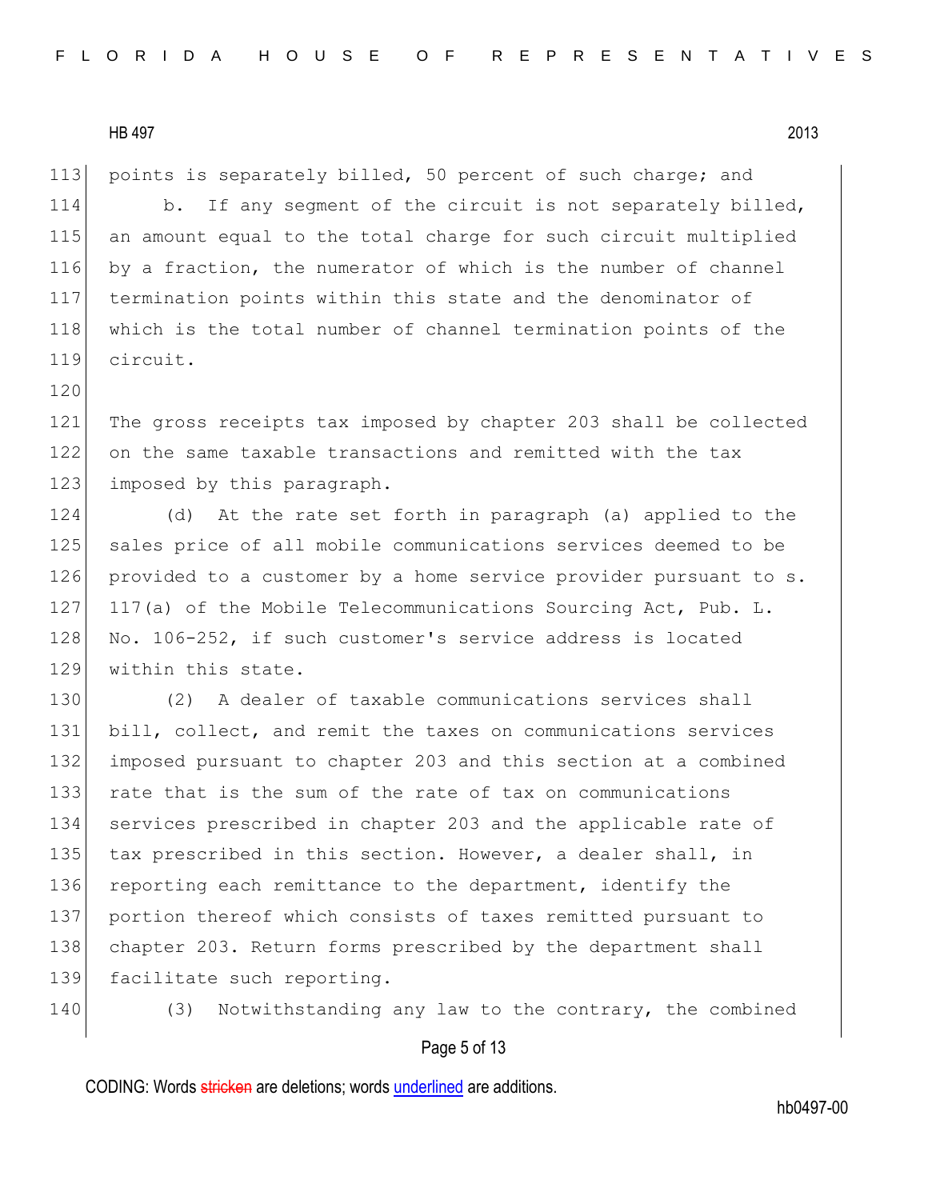points is separately billed, 50 percent of such charge; and

b. If any segment of the circuit is not separately billed, an amount equal to the total charge for such circuit multiplied by a fraction, the numerator of which is the number of channel termination points within this state and the denominator of which is the total number of channel termination points of the circuit.

The gross receipts tax imposed by chapter 203 shall be collected on the same taxable transactions and remitted with the tax imposed by this paragraph.

(d) At the rate set forth in paragraph (a) applied to the sales price of all mobile communications services deemed to be provided to a customer by a home service provider pursuant to s. 117(a) of the Mobile Telecommunications Sourcing Act, Pub. L. No. 106-252, if such customer's service address is located within this state.

(2) A dealer of taxable communications services shall bill, collect, and remit the taxes on communications services imposed pursuant to chapter 203 and this section at a combined rate that is the sum of the rate of tax on communications services prescribed in chapter 203 and the applicable rate of tax prescribed in this section. However, a dealer shall, in reporting each remittance to the department, identify the portion thereof which consists of taxes remitted pursuant to chapter 203. Return forms prescribed by the department shall facilitate such reporting.

(3) Notwithstanding any law to the contrary, the combined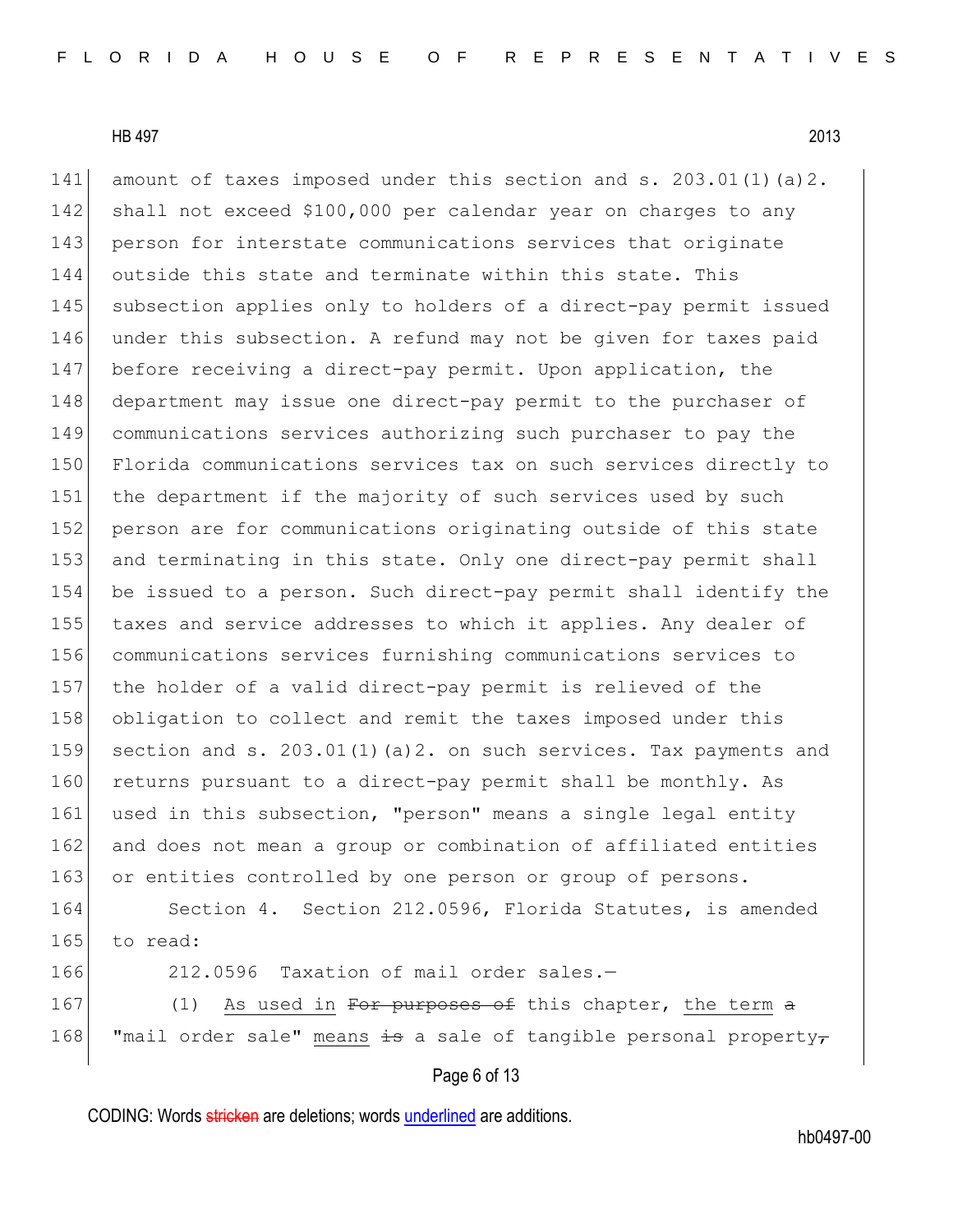amount of taxes imposed under this section and s. 203.01(1)(a)2. shall not exceed $100,000 per calendar year on charges to any person for interstate communications services that originate outside this state and terminate within this state. This subsection applies only to holders of a direct-pay permit issued under this subsection. A refund may not be given for taxes paid before receiving a direct-pay permit. Upon application, the department may issue one direct-pay permit to the purchaser of communications services authorizing such purchaser to pay the Florida communications services tax on such services directly to the department if the majority of such services used by such person are for communications originating outside of this state and terminating in this state. Only one direct-pay permit shall be issued to a person. Such direct-pay permit shall identify the taxes and service addresses to which it applies. Any dealer of communications services furnishing communications services to the holder of a valid direct-pay permit is relieved of the obligation to collect and remit the taxes imposed under this section and s. 203.01(1)(a)2. on such services. Tax payments and returns pursuant to a direct-pay permit shall be monthly. As used in this subsection, "person" means a single legal entity and does not mean a group or combination of affiliated entities or entities controlled by one person or group of persons.

Section 4. Section 212.0596, Florida Statutes, is amended to read:

212.0596 Taxation of mail order sales.—

(1) <u>As used in</u> ~~For purposes of~~ this chapter, <u>the term</u> ~~a~~ "mail order sale" <u>means</u> ~~is~~ a sale of tangible personal property~~,~~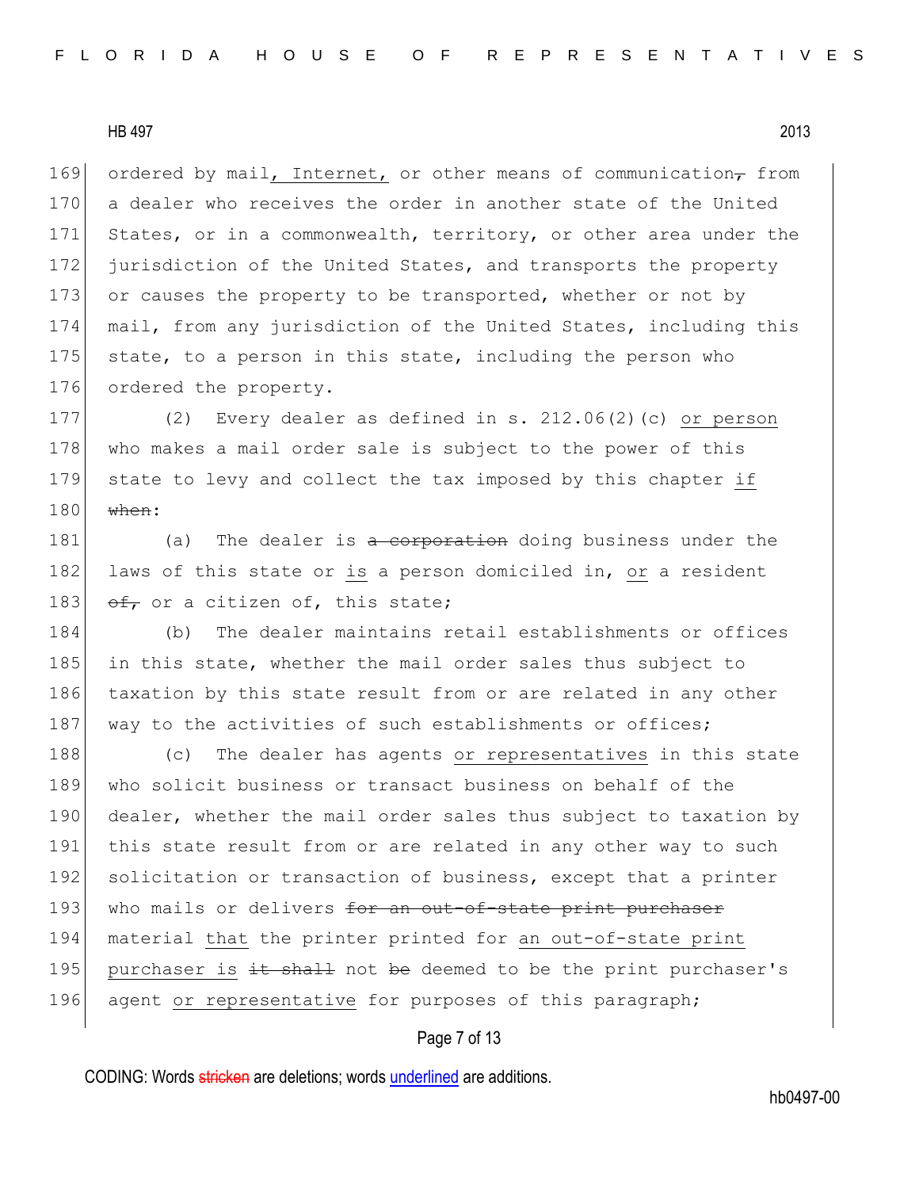169 ordered by mail<u>, Internet,</u> or other means of communication~~,~~ from
170 a dealer who receives the order in another state of the United
171 States, or in a commonwealth, territory, or other area under the
172 jurisdiction of the United States, and transports the property
173 or causes the property to be transported, whether or not by
174 mail, from any jurisdiction of the United States, including this
175 state, to a person in this state, including the person who
176 ordered the property.

177 (2) Every dealer as defined in s. 212.06(2)(c) <u>or person</u>
178 who makes a mail order sale is subject to the power of this
179 state to levy and collect the tax imposed by this chapter <u>if</u>
180 ~~when~~:

181 (a) The dealer is ~~a corporation~~ doing business under the
182 laws of this state or <u>is</u> a person domiciled in, <u>or</u> a resident
183 ~~of,~~ or a citizen of, this state;

184 (b) The dealer maintains retail establishments or offices
185 in this state, whether the mail order sales thus subject to
186 taxation by this state result from or are related in any other
187 way to the activities of such establishments or offices;

188 (c) The dealer has agents <u>or representatives</u> in this state
189 who solicit business or transact business on behalf of the
190 dealer, whether the mail order sales thus subject to taxation by
191 this state result from or are related in any other way to such
192 solicitation or transaction of business, except that a printer
193 who mails or delivers ~~for an out-of-state print purchaser~~
194 material <u>that</u> the printer printed for <u>an out-of-state print</u>
195 <u>purchaser is</u> ~~it shall~~ not ~~be~~ deemed to be the print purchaser's
196 agent <u>or representative</u> for purposes of this paragraph;

CODING: Words ~~stricken~~ are deletions; words <u>underlined</u> are additions.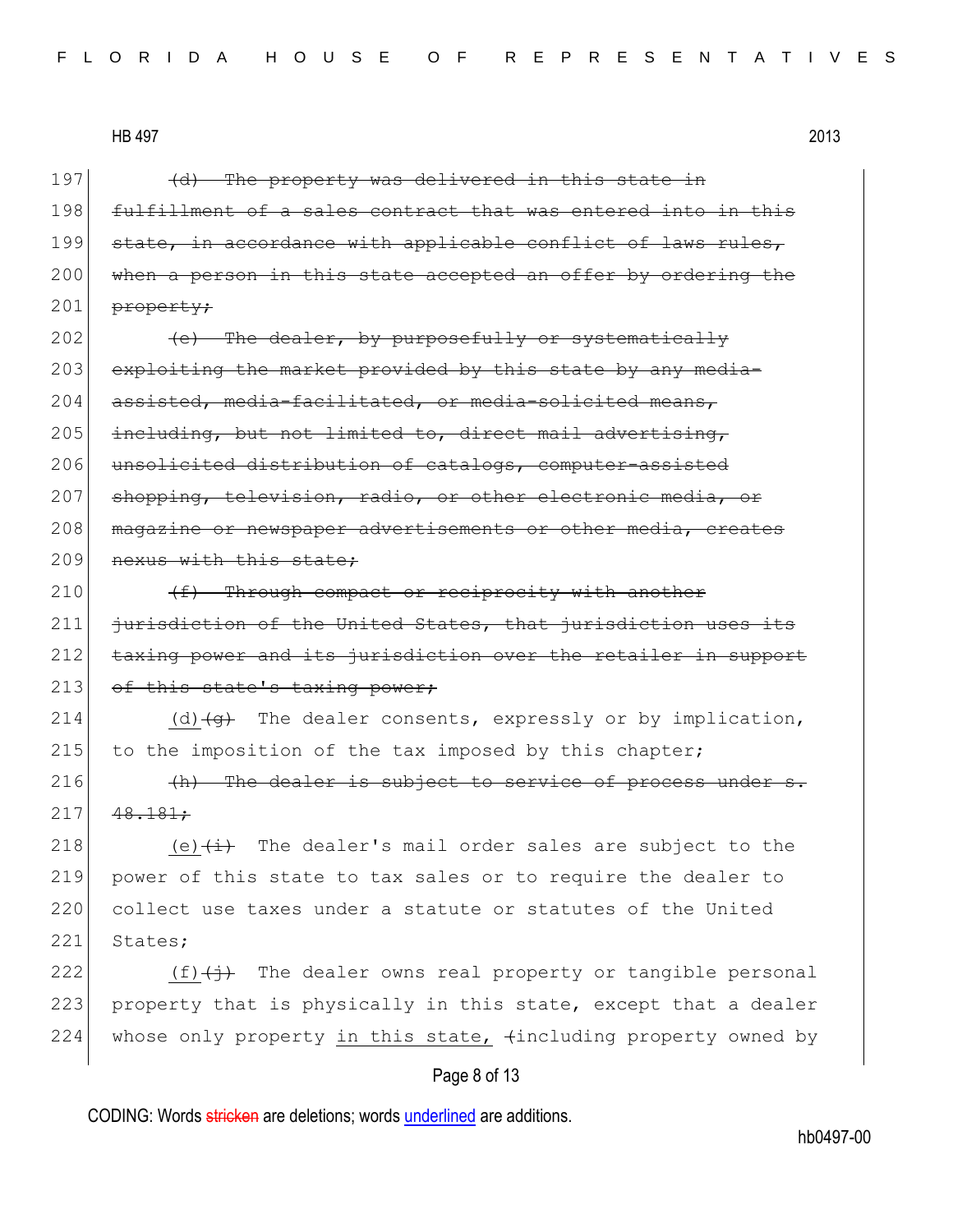197 ~~(d) The property was delivered in this state in~~
198 ~~fulfillment of a sales contract that was entered into in this~~
199 ~~state, in accordance with applicable conflict of laws rules,~~
200 ~~when a person in this state accepted an offer by ordering the~~
201 ~~property;~~
202 ~~(e) The dealer, by purposefully or systematically~~
203 ~~exploiting the market provided by this state by any media-~~
204 ~~assisted, media-facilitated, or media-solicited means,~~
205 ~~including, but not limited to, direct mail advertising,~~
206 ~~unsolicited distribution of catalogs, computer-assisted~~
207 ~~shopping, television, radio, or other electronic media, or~~
208 ~~magazine or newspaper advertisements or other media, creates~~
209 ~~nexus with this state;~~
210 ~~(f) Through compact or reciprocity with another~~
211 ~~jurisdiction of the United States, that jurisdiction uses its~~
212 ~~taxing power and its jurisdiction over the retailer in support~~
213 ~~of this state's taxing power;~~
214 <u>(d)</u>~~(g)~~ The dealer consents, expressly or by implication,
215 to the imposition of the tax imposed by this chapter;
216 ~~(h) The dealer is subject to service of process under s.~~
217 ~~48.181;~~
218 <u>(e)</u>~~(i)~~ The dealer's mail order sales are subject to the
219 power of this state to tax sales or to require the dealer to
220 collect use taxes under a statute or statutes of the United
221 States;
222 <u>(f)</u>~~(j)~~ The dealer owns real property or tangible personal
223 property that is physically in this state, except that a dealer
224 whose only property <u>in this state,</u> ~~(~~including property owned by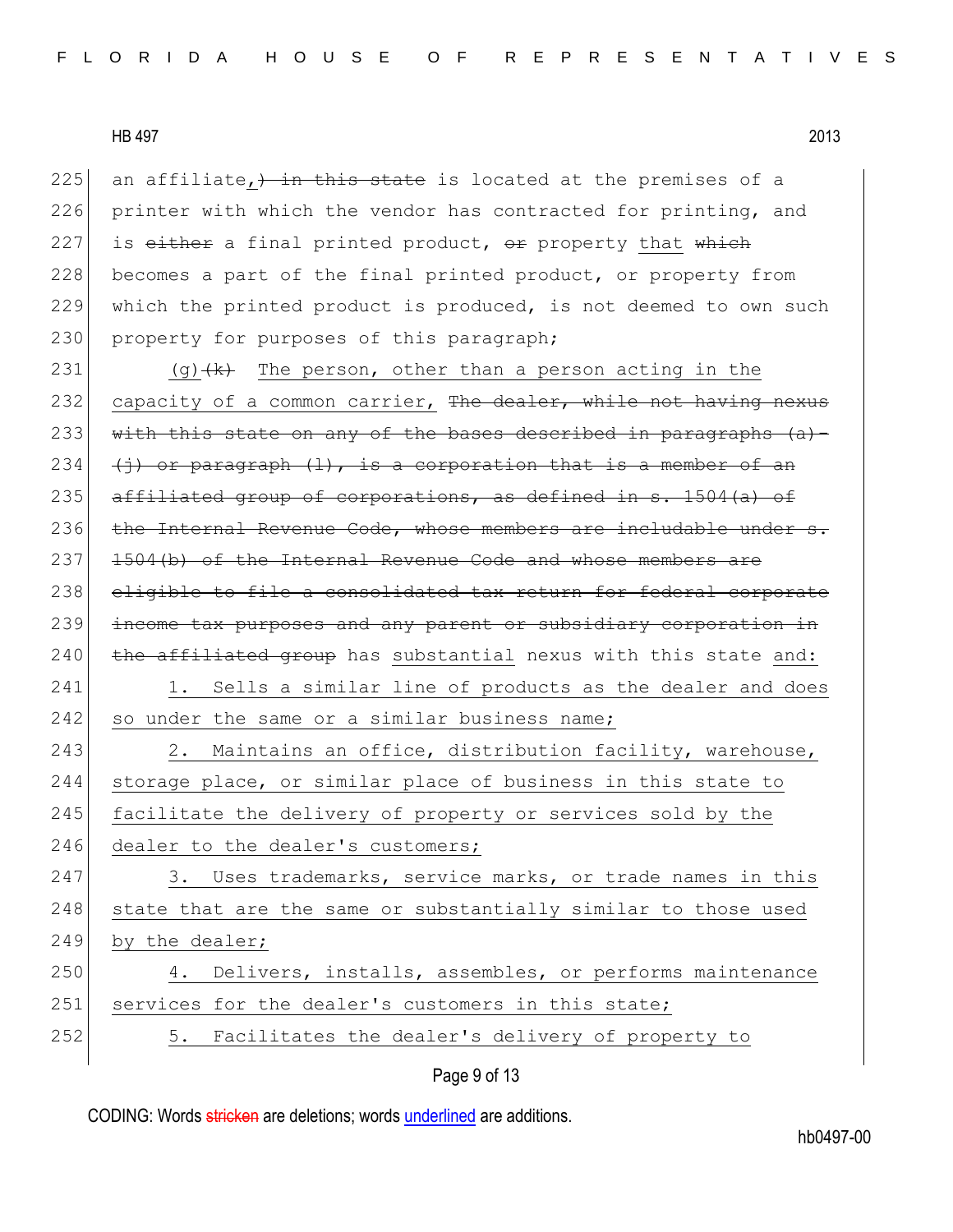225 an affiliate,~~) in this state~~ is located at the premises of a
226 printer with which the vendor has contracted for printing, and
227 is ~~either~~ a final printed product, ~~or~~ property <u>that</u> ~~which~~
228 becomes a part of the final printed product, or property from
229 which the printed product is produced, is not deemed to own such
230 property for purposes of this paragraph;

231 <u>(g)</u>~~(k)~~ <u>The person, other than a person acting in the</u>
232 <u>capacity of a common carrier,</u> ~~The dealer, while not having nexus~~
233 ~~with this state on any of the bases described in paragraphs (a)-~~
234 ~~(j) or paragraph (l), is a corporation that is a member of an~~
235 ~~affiliated group of corporations, as defined in s. 1504(a) of~~
236 ~~the Internal Revenue Code, whose members are includable under s.~~
237 ~~1504(b) of the Internal Revenue Code and whose members are~~
238 ~~eligible to file a consolidated tax return for federal corporate~~
239 ~~income tax purposes and any parent or subsidiary corporation in~~
240 ~~the affiliated group~~ has <u>substantial</u> nexus with this state <u>and:</u>

241 <u>1. Sells a similar line of products as the dealer and does</u>
242 <u>so under the same or a similar business name;</u>

243 <u>2. Maintains an office, distribution facility, warehouse,</u>
244 <u>storage place, or similar place of business in this state to</u>
245 <u>facilitate the delivery of property or services sold by the</u>
246 <u>dealer to the dealer's customers;</u>

247 <u>3. Uses trademarks, service marks, or trade names in this</u>
248 <u>state that are the same or substantially similar to those used</u>
249 <u>by the dealer;</u>

250 <u>4. Delivers, installs, assembles, or performs maintenance</u>
251 <u>services for the dealer's customers in this state;</u>

252 <u>5. Facilitates the dealer's delivery of property to</u>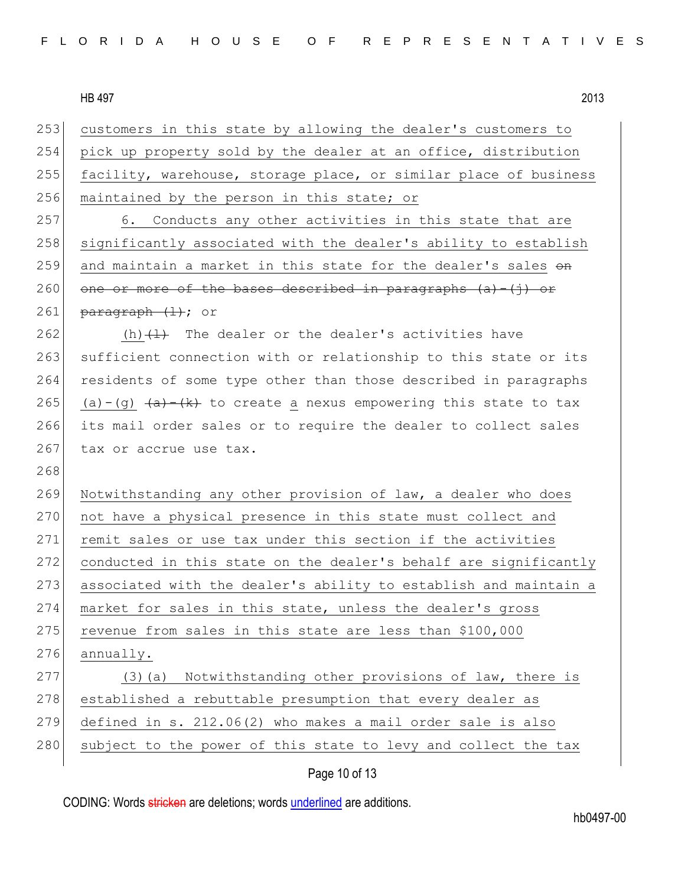customers in this state by allowing the dealer's customers to pick up property sold by the dealer at an office, distribution facility, warehouse, storage place, or similar place of business maintained by the person in this state; or

6. Conducts any other activities in this state that are significantly associated with the dealer's ability to establish and maintain a market in this state for the dealer's sales ~~on one or more of the bases described in paragraphs (a)-(j) or paragraph (l)~~; or

(h) ~~(l)~~ The dealer or the dealer's activities have sufficient connection with or relationship to this state or its residents of some type other than those described in paragraphs (a)-(g) ~~(a)-(k)~~ to create a nexus empowering this state to tax its mail order sales or to require the dealer to collect sales tax or accrue use tax.

Notwithstanding any other provision of law, a dealer who does not have a physical presence in this state must collect and remit sales or use tax under this section if the activities conducted in this state on the dealer's behalf are significantly associated with the dealer's ability to establish and maintain a market for sales in this state, unless the dealer's gross revenue from sales in this state are less than $100,000 annually.

(3)(a) Notwithstanding other provisions of law, there is established a rebuttable presumption that every dealer as defined in s. 212.06(2) who makes a mail order sale is also subject to the power of this state to levy and collect the tax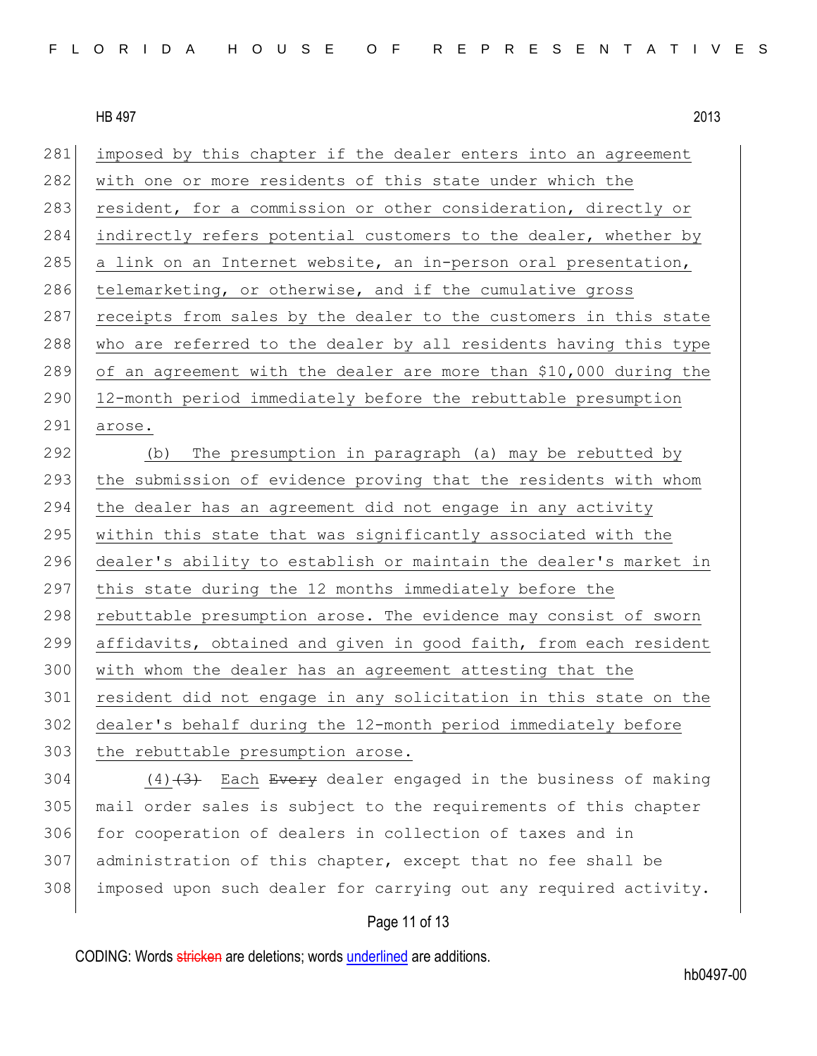imposed by this chapter if the dealer enters into an agreement with one or more residents of this state under which the resident, for a commission or other consideration, directly or indirectly refers potential customers to the dealer, whether by a link on an Internet website, an in-person oral presentation, telemarketing, or otherwise, and if the cumulative gross receipts from sales by the dealer to the customers in this state who are referred to the dealer by all residents having this type of an agreement with the dealer are more than $10,000 during the 12-month period immediately before the rebuttable presumption arose.

(b) The presumption in paragraph (a) may be rebutted by the submission of evidence proving that the residents with whom the dealer has an agreement did not engage in any activity within this state that was significantly associated with the dealer's ability to establish or maintain the dealer's market in this state during the 12 months immediately before the rebuttable presumption arose. The evidence may consist of sworn affidavits, obtained and given in good faith, from each resident with whom the dealer has an agreement attesting that the resident did not engage in any solicitation in this state on the dealer's behalf during the 12-month period immediately before the rebuttable presumption arose.

(4) ~~(3)~~ Each ~~Every~~ dealer engaged in the business of making mail order sales is subject to the requirements of this chapter for cooperation of dealers in collection of taxes and in administration of this chapter, except that no fee shall be imposed upon such dealer for carrying out any required activity.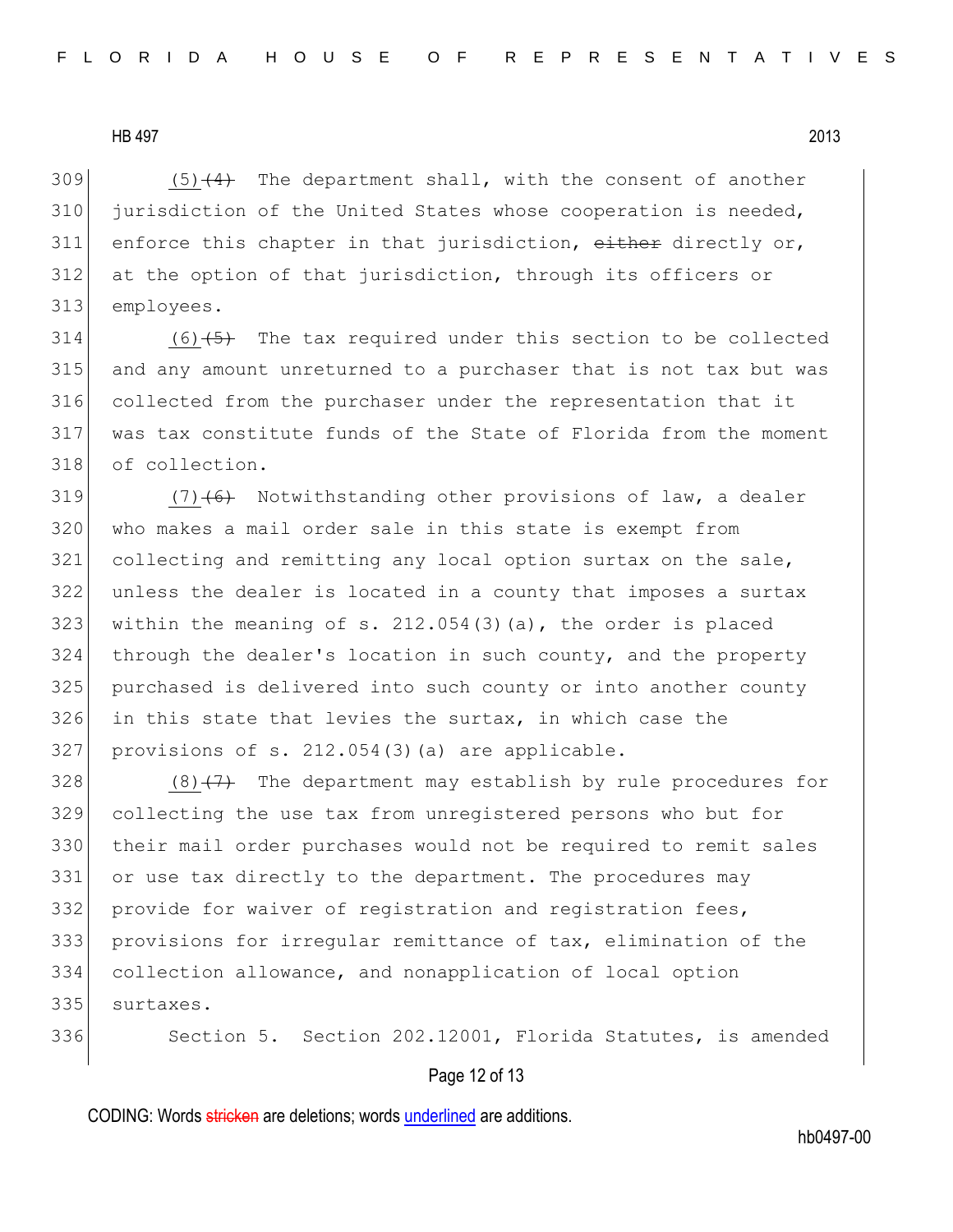(5) ~~(4)~~ The department shall, with the consent of another jurisdiction of the United States whose cooperation is needed, enforce this chapter in that jurisdiction, ~~either~~ directly or, at the option of that jurisdiction, through its officers or employees.

(6) ~~(5)~~ The tax required under this section to be collected and any amount unreturned to a purchaser that is not tax but was collected from the purchaser under the representation that it was tax constitute funds of the State of Florida from the moment of collection.

(7) ~~(6)~~ Notwithstanding other provisions of law, a dealer who makes a mail order sale in this state is exempt from collecting and remitting any local option surtax on the sale, unless the dealer is located in a county that imposes a surtax within the meaning of s. 212.054(3)(a), the order is placed through the dealer's location in such county, and the property purchased is delivered into such county or into another county in this state that levies the surtax, in which case the provisions of s. 212.054(3)(a) are applicable.

(8) ~~(7)~~ The department may establish by rule procedures for collecting the use tax from unregistered persons who but for their mail order purchases would not be required to remit sales or use tax directly to the department. The procedures may provide for waiver of registration and registration fees, provisions for irregular remittance of tax, elimination of the collection allowance, and nonapplication of local option surtaxes.

Section 5. Section 202.12001, Florida Statutes, is amended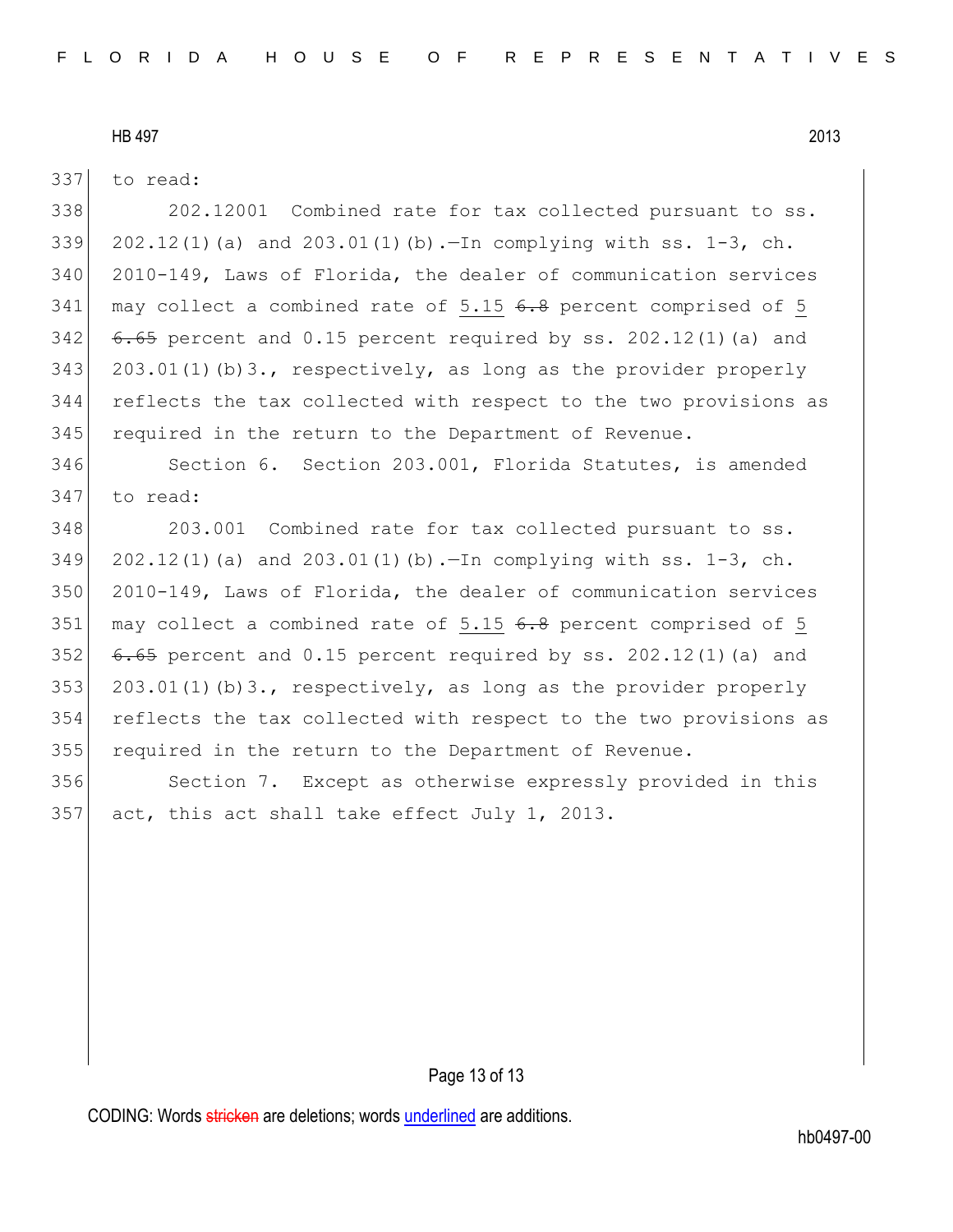to read:

202.12001 Combined rate for tax collected pursuant to ss. 202.12(1)(a) and 203.01(1)(b).—In complying with ss. 1-3, ch. 2010-149, Laws of Florida, the dealer of communication services may collect a combined rate of 5.15 ~~6.8~~ percent comprised of 5 ~~6.65~~ percent and 0.15 percent required by ss. 202.12(1)(a) and 203.01(1)(b)3., respectively, as long as the provider properly reflects the tax collected with respect to the two provisions as required in the return to the Department of Revenue.

Section 6. Section 203.001, Florida Statutes, is amended to read:

203.001 Combined rate for tax collected pursuant to ss. 202.12(1)(a) and 203.01(1)(b).—In complying with ss. 1-3, ch. 2010-149, Laws of Florida, the dealer of communication services may collect a combined rate of 5.15 ~~6.8~~ percent comprised of 5 ~~6.65~~ percent and 0.15 percent required by ss. 202.12(1)(a) and 203.01(1)(b)3., respectively, as long as the provider properly reflects the tax collected with respect to the two provisions as required in the return to the Department of Revenue.

Section 7. Except as otherwise expressly provided in this act, this act shall take effect July 1, 2013.